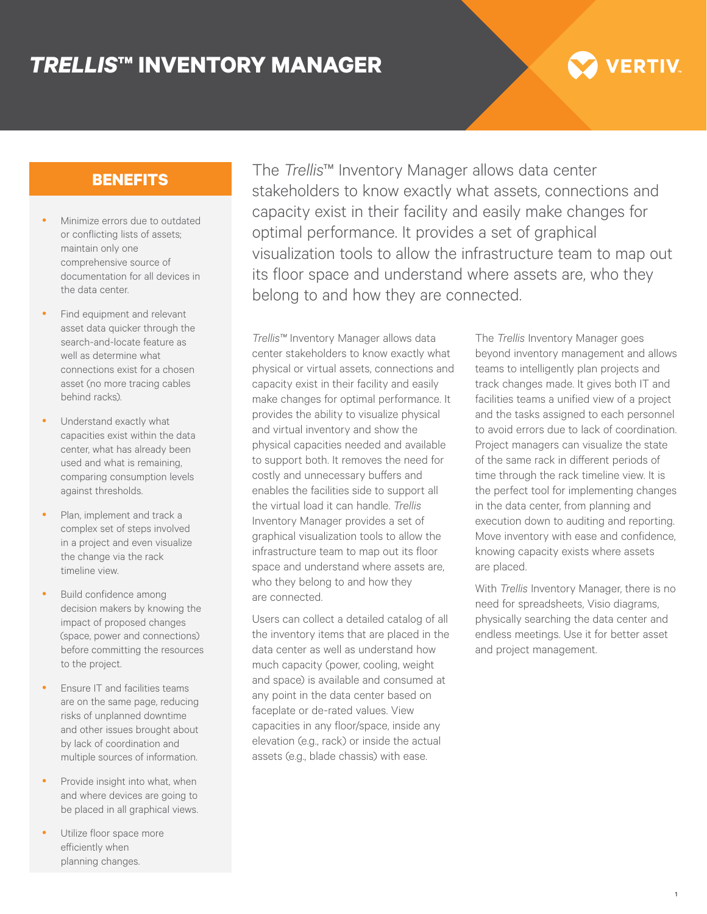# *TRELLIS*™ INVENTORY MANAGER

VERTIV.

The *Trellis*™ Inventory Manager allows data center stakeholders to know exactly what assets, connections and capacity exist in their facility and easily make changes for optimal performance. It provides a set of graphical visualization tools to allow the infrastructure team to map out its floor space and understand where assets are, who they belong to and how they are connected.

## BENEFITS

- Minimize errors due to outdated or conflicting lists of assets; maintain only one comprehensive source of documentation for all devices in the data center.
- Find equipment and relevant asset data quicker through the search-and-locate feature as well as determine what connections exist for a chosen asset (no more tracing cables behind racks).
- Understand exactly what capacities exist within the data center, what has already been used and what is remaining, comparing consumption levels against thresholds.
- Plan, implement and track a complex set of steps involved in a project and even visualize the change via the rack timeline view.
- Build confidence among decision makers by knowing the impact of proposed changes (space, power and connections) before committing the resources to the project.
- Ensure IT and facilities teams are on the same page, reducing risks of unplanned downtime and other issues brought about by lack of coordination and multiple sources of information.
- Provide insight into what, when and where devices are going to be placed in all graphical views.
- Utilize floor space more efficiently when planning changes.

*Trellis™* Inventory Manager allows data center stakeholders to know exactly what physical or virtual assets, connections and capacity exist in their facility and easily make changes for optimal performance. It provides the ability to visualize physical and virtual inventory and show the physical capacities needed and available to support both. It removes the need for costly and unnecessary buffers and enables the facilities side to support all the virtual load it can handle. *Trellis* Inventory Manager provides a set of graphical visualization tools to allow the infrastructure team to map out its floor space and understand where assets are, who they belong to and how they are connected.

Users can collect a detailed catalog of all the inventory items that are placed in the data center as well as understand how much capacity (power, cooling, weight and space) is available and consumed at any point in the data center based on faceplate or de-rated values. View capacities in any floor/space, inside any elevation (e.g., rack) or inside the actual assets (e.g., blade chassis) with ease.

The *Trellis* Inventory Manager goes beyond inventory management and allows teams to intelligently plan projects and track changes made. It gives both IT and facilities teams a unified view of a project and the tasks assigned to each personnel to avoid errors due to lack of coordination. Project managers can visualize the state of the same rack in different periods of time through the rack timeline view. It is the perfect tool for implementing changes in the data center, from planning and execution down to auditing and reporting. Move inventory with ease and confidence, knowing capacity exists where assets are placed.

With *Trellis* Inventory Manager, there is no need for spreadsheets, Visio diagrams, physically searching the data center and endless meetings. Use it for better asset and project management.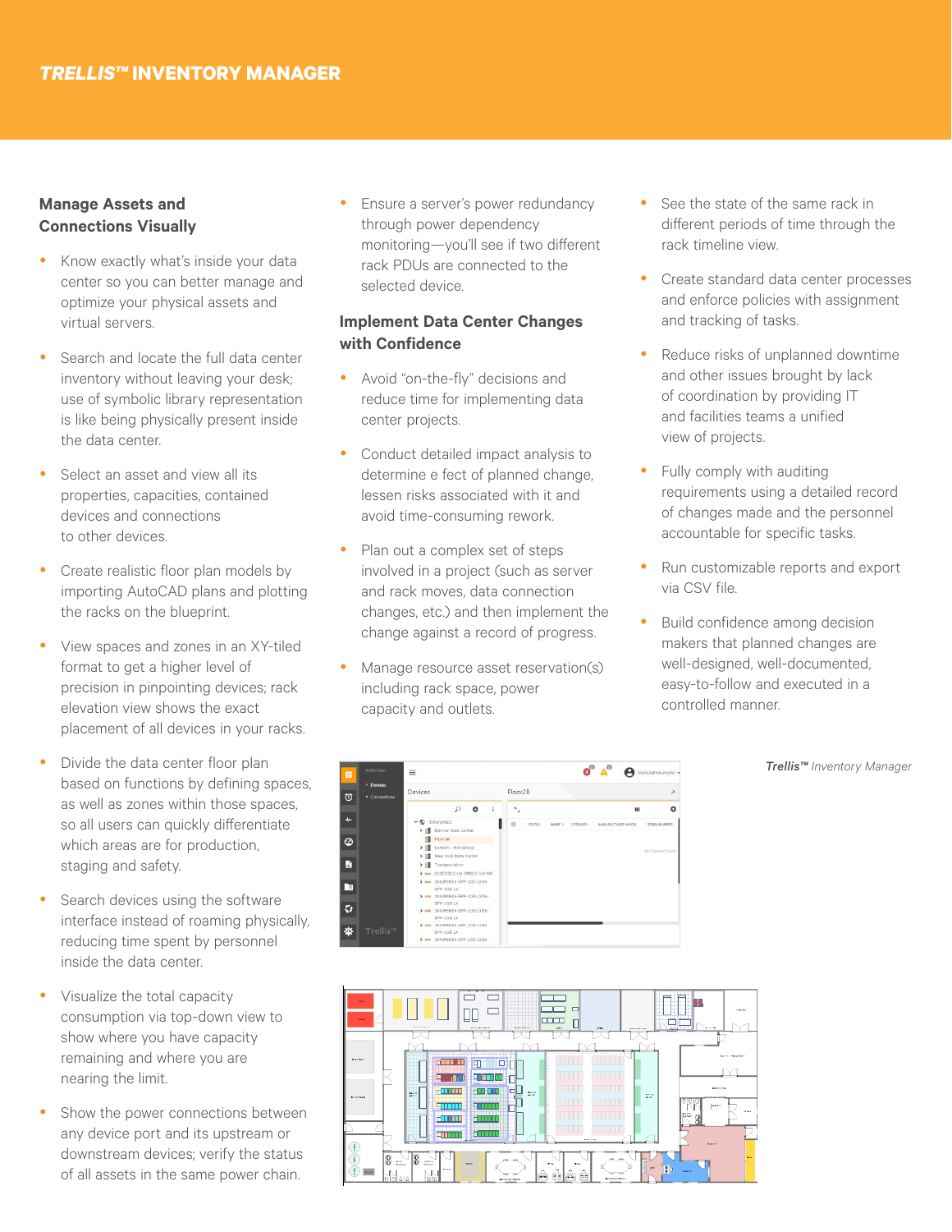# *TRELLIS™* INVENTORY MANAGER

## Manage Assets and Connections Visually

- Know exactly what's inside your data center so you can better manage and optimize your physical assets and virtual servers.
- Search and locate the full data center inventory without leaving your desk; use of symbolic library representation is like being physically present inside the data center.
- Select an asset and view all its properties, capacities, contained devices and connections to other devices.
- Create realistic floor plan models by importing AutoCAD plans and plotting the racks on the blueprint.
- View spaces and zones in an XY-tiled format to get a higher level of precision in pinpointing devices; rack elevation view shows the exact placement of all devices in your racks.
- Divide the data center floor plan based on functions by defining spaces, as well as zones within those spaces, so all users can quickly differentiate which areas are for production, staging and safety.
- Search devices using the software interface instead of roaming physically, reducing time spent by personnel inside the data center.
- Visualize the total capacity consumption via top-down view to show where you have capacity remaining and where you are nearing the limit.
- Show the power connections between any device port and its upstream or downstream devices; verify the status of all assets in the same power chain.
- Ensure a server's power redundancy through power dependency monitoring—you'll see if two different rack PDUs are connected to the selected device.

## Implement Data Center Changes with Confidence

- Avoid "on-the-fly" decisions and reduce time for implementing data center projects.
- Conduct detailed impact analysis to determine e fect of planned change, lessen risks associated with it and avoid time-consuming rework.
- Plan out a complex set of steps involved in a project (such as server and rack moves, data connection changes, etc.) and then implement the change against a record of progress.
- Manage resource asset reservation(s) including rack space, power capacity and outlets.
- See the state of the same rack in different periods of time through the rack timeline view.
- Create standard data center processes and enforce policies with assignment and tracking of tasks.
- Reduce risks of unplanned downtime and other issues brought by lack of coordination by providing IT and facilities teams a unified view of projects.
- Fully comply with auditing requirements using a detailed record of changes made and the personnel accountable for specific tasks.
- Run customizable reports and export via CSV file.
- Build confidence among decision makers that planned changes are well-designed, well-documented, easy-to-follow and executed in a controlled manner.

***Trellis™** Inventory Manager*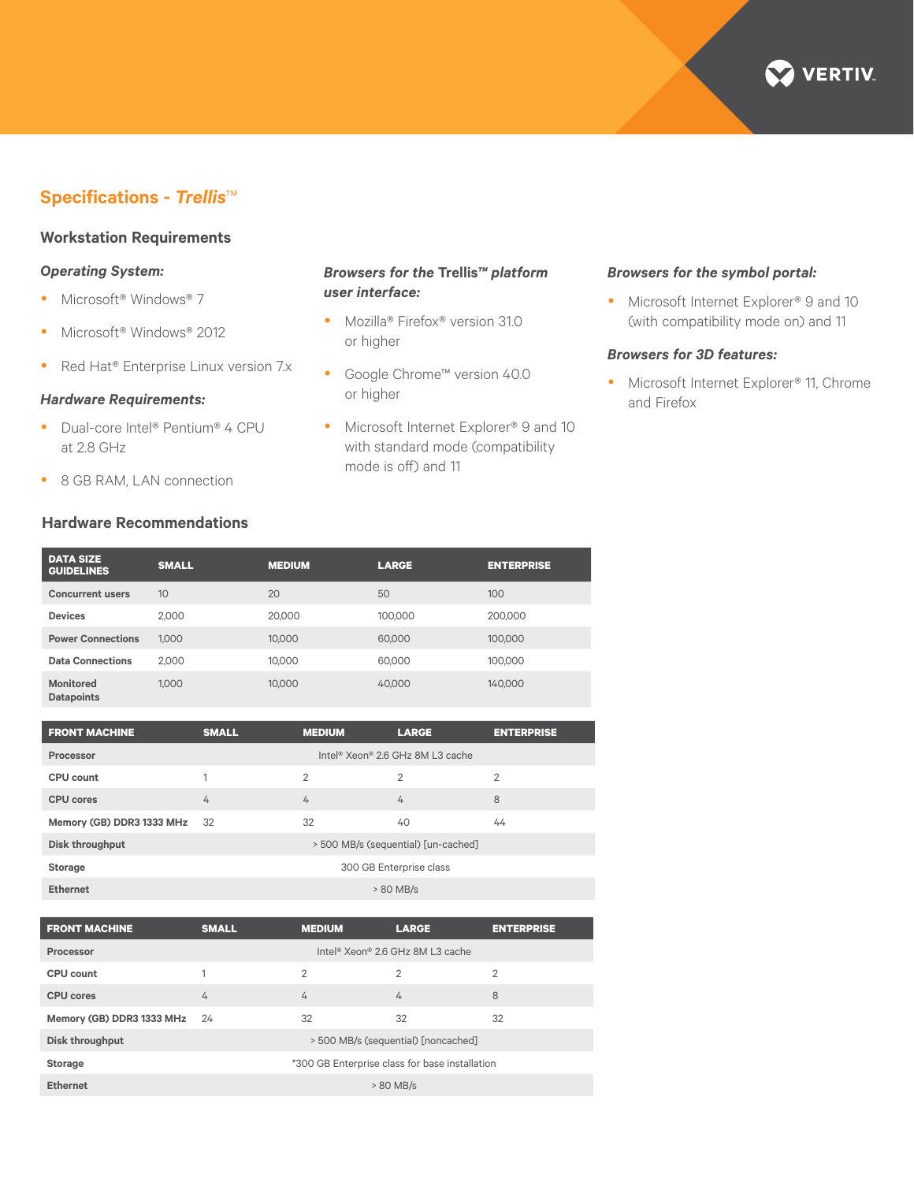## Specifications - *Trellis*™

### Workstation Requirements

#### *Operating System:*

- Microsoft® Windows® 7
- Microsoft® Windows® 2012
- Red Hat® Enterprise Linux version 7.x

#### *Hardware Requirements:*

- Dual-core Intel® Pentium® 4 CPU at 2.8 GHz
- 8 GB RAM, LAN connection

#### *Browsers for the Trellis™ platform user interface:*

- Mozilla® Firefox® version 31.0 or higher
- Google Chrome™ version 40.0 or higher
- Microsoft Internet Explorer® 9 and 10 with standard mode (compatibility mode is off) and 11

#### *Browsers for the symbol portal:*

- Microsoft Internet Explorer® 9 and 10 (with compatibility mode on) and 11

#### *Browsers for 3D features:*

- Microsoft Internet Explorer® 11, Chrome and Firefox

### Hardware Recommendations

| DATA SIZE GUIDELINES | SMALL | MEDIUM | LARGE | ENTERPRISE |
|---|---|---|---|---|
| **Concurrent users** | 10 | 20 | 50 | 100 |
| **Devices** | 2,000 | 20,000 | 100,000 | 200,000 |
| **Power Connections** | 1,000 | 10,000 | 60,000 | 100,000 |
| **Data Connections** | 2,000 | 10,000 | 60,000 | 100,000 |
| **Monitored Datapoints** | 1,000 | 10,000 | 40,000 | 140,000 |

| FRONT MACHINE | SMALL | MEDIUM | LARGE | ENTERPRISE |
|---|---|---|---|---|
| **Processor** | Intel® Xeon® 2.6 GHz 8M L3 cache | | | |
| **CPU count** | 1 | 2 | 2 | 2 |
| **CPU cores** | 4 | 4 | 4 | 8 |
| **Memory (GB) DDR3 1333 MHz** | 32 | 32 | 40 | 44 |
| **Disk throughput** | > 500 MB/s (sequential) [un-cached] | | | |
| **Storage** | 300 GB Enterprise class | | | |
| **Ethernet** | > 80 MB/s | | | |

| FRONT MACHINE | SMALL | MEDIUM | LARGE | ENTERPRISE |
|---|---|---|---|---|
| **Processor** | Intel® Xeon® 2.6 GHz 8M L3 cache | | | |
| **CPU count** | 1 | 2 | 2 | 2 |
| **CPU cores** | 4 | 4 | 4 | 8 |
| **Memory (GB) DDR3 1333 MHz** | 24 | 32 | 32 | 32 |
| **Disk throughput** | > 500 MB/s (sequential) [noncached] | | | |
| **Storage** | *300 GB Enterprise class for base installation | | | |
| **Ethernet** | > 80 MB/s | | | |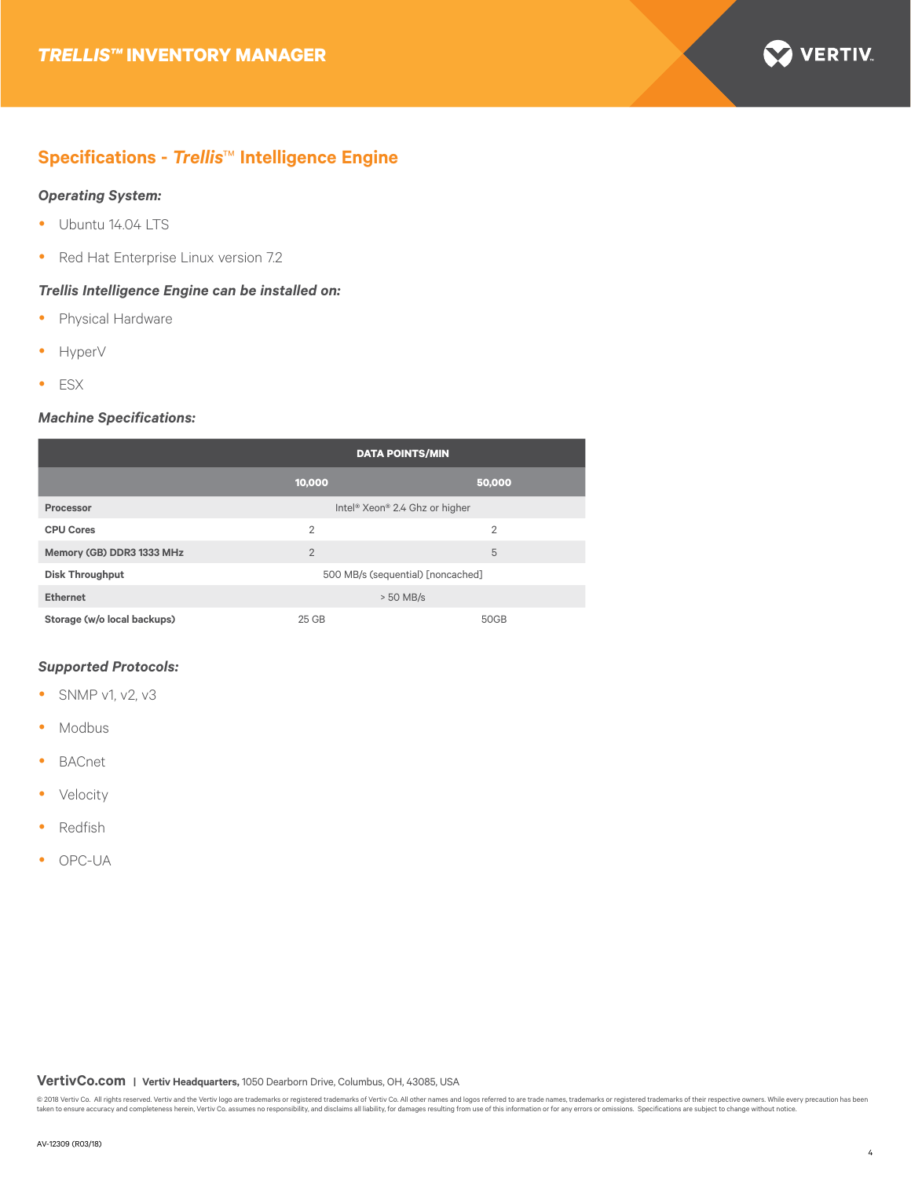## Specifications - *Trellis*™ Intelligence Engine

***Operating System:***

- Ubuntu 14.04 LTS
- Red Hat Enterprise Linux version 7.2

***Trellis Intelligence Engine can be installed on:***

- Physical Hardware
- HyperV
- ESX

***Machine Specifications:***

| | DATA POINTS/MIN | |
|---|---|---|
| | **10,000** | **50,000** |
| **Processor** | Intel® Xeon® 2.4 Ghz or higher | |
| **CPU Cores** | 2 | 2 |
| **Memory (GB) DDR3 1333 MHz** | 2 | 5 |
| **Disk Throughput** | 500 MB/s (sequential) [noncached] | |
| **Ethernet** | > 50 MB/s | |
| **Storage (w/o local backups)** | 25 GB | 50GB |

***Supported Protocols:***

- SNMP v1, v2, v3
- Modbus
- BACnet
- Velocity
- Redfish
- OPC-UA

**VertivCo.com** | **Vertiv Headquarters,** 1050 Dearborn Drive, Columbus, OH, 43085, USA

© 2018 Vertiv Co. All rights reserved. Vertiv and the Vertiv logo are trademarks or registered trademarks of Vertiv Co. All other names and logos referred to are trade names, trademarks or registered trademarks of their respective owners. While every precaution has been taken to ensure accuracy and completeness herein, Vertiv Co. assumes no responsibility, and disclaims all liability, for damages resulting from use of this information or for any errors or omissions. Specifications are subject to change without notice.

AV-12309 (R03/18)